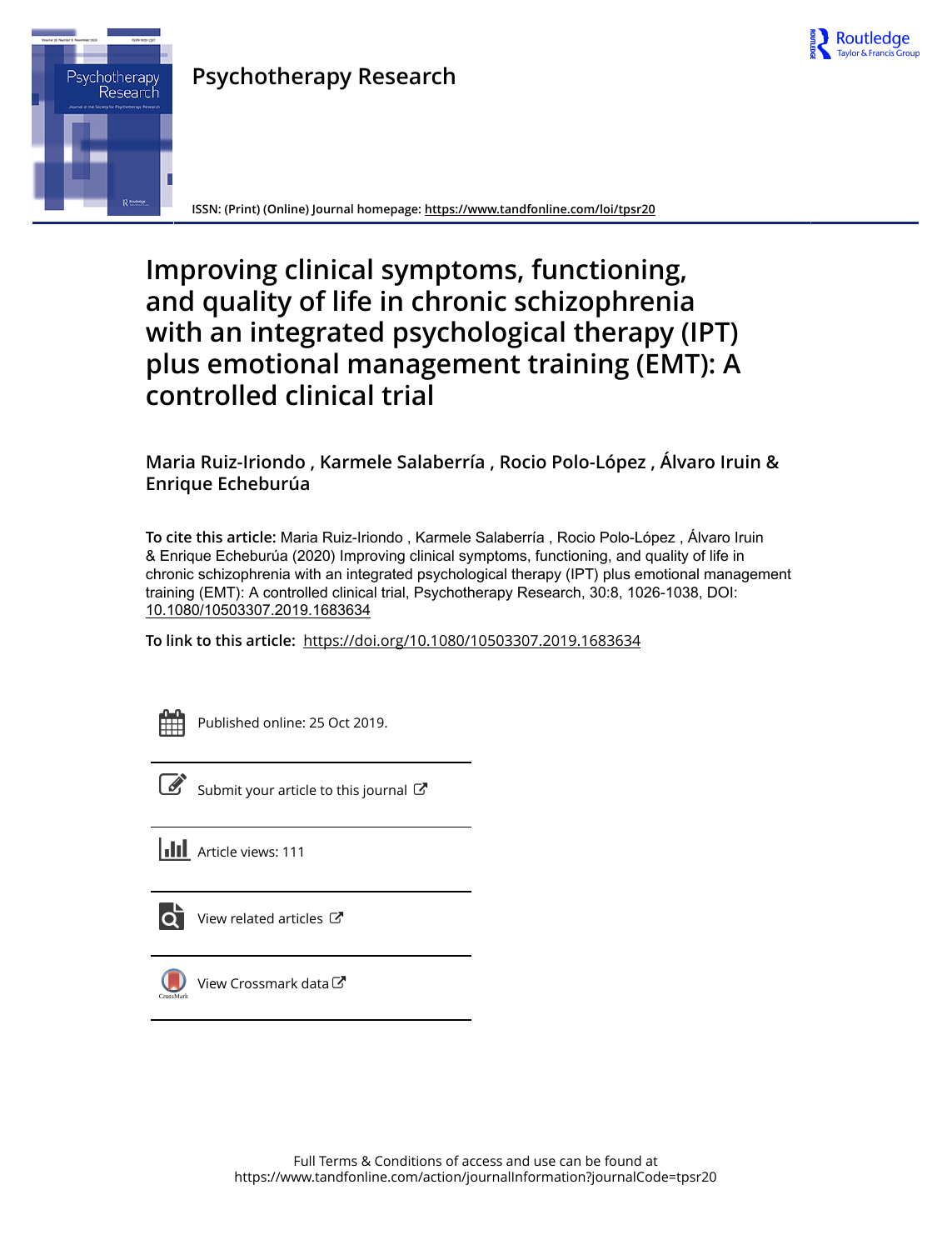Psychotherapy Research

ISSN: (Print) (Online) Journal homepage: https://www.tandfonline.com/loi/tpsr20

# Improving clinical symptoms, functioning, and quality of life in chronic schizophrenia with an integrated psychological therapy (IPT) plus emotional management training (EMT): A controlled clinical trial

**Maria Ruiz-Iriondo , Karmele Salaberría , Rocio Polo-López , Álvaro Iruin & Enrique Echeburúa**

**To cite this article:** Maria Ruiz-Iriondo , Karmele Salaberría , Rocio Polo-López , Álvaro Iruin & Enrique Echeburúa (2020) Improving clinical symptoms, functioning, and quality of life in chronic schizophrenia with an integrated psychological therapy (IPT) plus emotional management training (EMT): A controlled clinical trial, Psychotherapy Research, 30:8, 1026-1038, DOI: 10.1080/10503307.2019.1683634

**To link to this article:** https://doi.org/10.1080/10503307.2019.1683634

Published online: 25 Oct 2019.

Submit your article to this journal

Article views: 111

View related articles

View Crossmark data

Full Terms & Conditions of access and use can be found at https://www.tandfonline.com/action/journalInformation?journalCode=tpsr20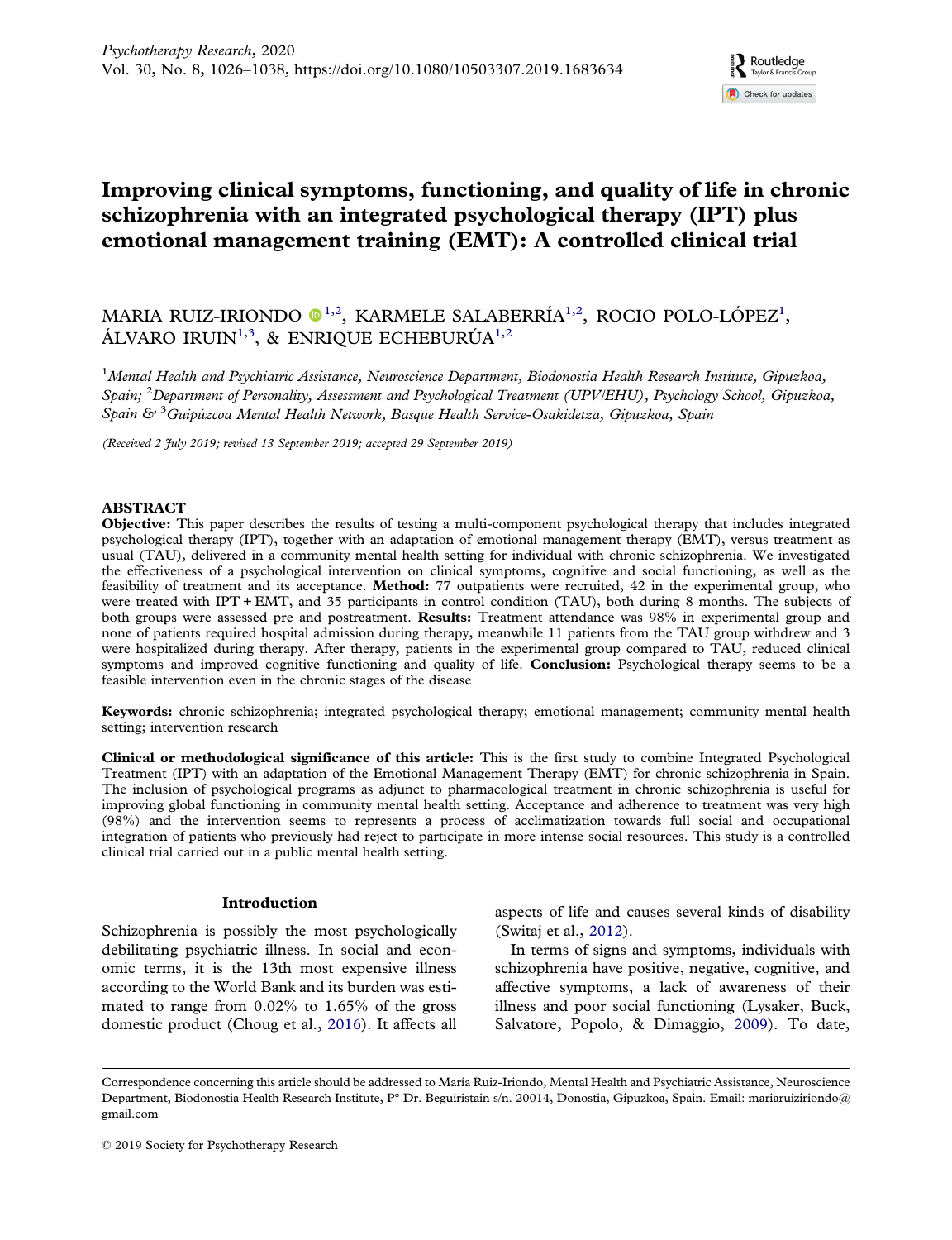# Improving clinical symptoms, functioning, and quality of life in chronic schizophrenia with an integrated psychological therapy (IPT) plus emotional management training (EMT): A controlled clinical trial

MARIA RUIZ-IRIONDO[1,2], KARMELE SALABERRÍA[1,2], ROCIO POLO-LÓPEZ[1], ÁLVARO IRUIN[1,3], & ENRIQUE ECHEBURÚA[1,2]

[1]*Mental Health and Psychiatric Assistance, Neuroscience Department, Biodonostia Health Research Institute, Gipuzkoa, Spain;* [2]*Department of Personality, Assessment and Psychological Treatment (UPV/EHU), Psychology School, Gipuzkoa, Spain &* [3]*Guipúzcoa Mental Health Network, Basque Health Service-Osakidetza, Gipuzkoa, Spain*

*(Received 2 July 2019; revised 13 September 2019; accepted 29 September 2019)*

## ABSTRACT

**Objective:** This paper describes the results of testing a multi-component psychological therapy that includes integrated psychological therapy (IPT), together with an adaptation of emotional management therapy (EMT), versus treatment as usual (TAU), delivered in a community mental health setting for individual with chronic schizophrenia. We investigated the effectiveness of a psychological intervention on clinical symptoms, cognitive and social functioning, as well as the feasibility of treatment and its acceptance. **Method:** 77 outpatients were recruited, 42 in the experimental group, who were treated with IPT + EMT, and 35 participants in control condition (TAU), both during 8 months. The subjects of both groups were assessed pre and postreatment. **Results:** Treatment attendance was 98% in experimental group and none of patients required hospital admission during therapy, meanwhile 11 patients from the TAU group withdrew and 3 were hospitalized during therapy. After therapy, patients in the experimental group compared to TAU, reduced clinical symptoms and improved cognitive functioning and quality of life. **Conclusion:** Psychological therapy seems to be a feasible intervention even in the chronic stages of the disease

**Keywords:** chronic schizophrenia; integrated psychological therapy; emotional management; community mental health setting; intervention research

**Clinical or methodological significance of this article:** This is the first study to combine Integrated Psychological Treatment (IPT) with an adaptation of the Emotional Management Therapy (EMT) for chronic schizophrenia in Spain. The inclusion of psychological programs as adjunct to pharmacological treatment in chronic schizophrenia is useful for improving global functioning in community mental health setting. Acceptance and adherence to treatment was very high (98%) and the intervention seems to represents a process of acclimatization towards full social and occupational integration of patients who previously had reject to participate in more intense social resources. This study is a controlled clinical trial carried out in a public mental health setting.

## Introduction

Schizophrenia is possibly the most psychologically debilitating psychiatric illness. In social and economic terms, it is the 13th most expensive illness according to the World Bank and its burden was estimated to range from 0.02% to 1.65% of the gross domestic product (Choug et al., 2016). It affects all aspects of life and causes several kinds of disability (Switaj et al., 2012).

In terms of signs and symptoms, individuals with schizophrenia have positive, negative, cognitive, and affective symptoms, a lack of awareness of their illness and poor social functioning (Lysaker, Buck, Salvatore, Popolo, & Dimaggio, 2009). To date,

---

Correspondence concerning this article should be addressed to María Ruiz-Iriondo, Mental Health and Psychiatric Assistance, Neuroscience Department, Biodonostia Health Research Institute, P° Dr. Beguiristain s/n. 20014, Donostia, Gipuzkoa, Spain. Email: mariaruiziriondo@gmail.com

© 2019 Society for Psychotherapy Research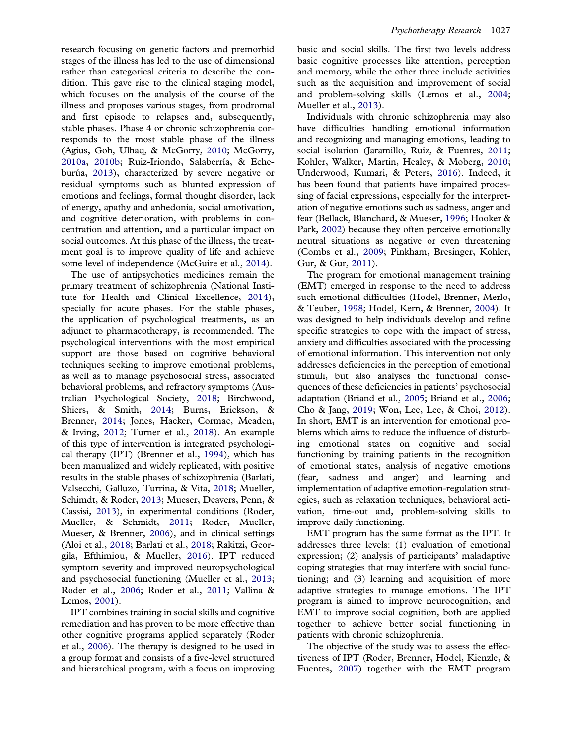research focusing on genetic factors and premorbid stages of the illness has led to the use of dimensional rather than categorical criteria to describe the condition. This gave rise to the clinical staging model, which focuses on the analysis of the course of the illness and proposes various stages, from prodromal and first episode to relapses and, subsequently, stable phases. Phase 4 or chronic schizophrenia corresponds to the most stable phase of the illness (Agius, Goh, Ulhaq, & McGorry, 2010; McGorry, 2010a, 2010b; Ruiz-Iriondo, Salaberría, & Echeburúa, 2013), characterized by severe negative or residual symptoms such as blunted expression of emotions and feelings, formal thought disorder, lack of energy, apathy and anhedonia, social amotivation, and cognitive deterioration, with problems in concentration and attention, and a particular impact on social outcomes. At this phase of the illness, the treatment goal is to improve quality of life and achieve some level of independence (McGuire et al., 2014).

The use of antipsychotics medicines remain the primary treatment of schizophrenia (National Institute for Health and Clinical Excellence, 2014), specially for acute phases. For the stable phases, the application of psychological treatments, as an adjunct to pharmacotherapy, is recommended. The psychological interventions with the most empirical support are those based on cognitive behavioral techniques seeking to improve emotional problems, as well as to manage psychosocial stress, associated behavioral problems, and refractory symptoms (Australian Psychological Society, 2018; Birchwood, Shiers, & Smith, 2014; Burns, Erickson, & Brenner, 2014; Jones, Hacker, Cormac, Meaden, & Irving, 2012; Turner et al., 2018). An example of this type of intervention is integrated psychological therapy (IPT) (Brenner et al., 1994), which has been manualized and widely replicated, with positive results in the stable phases of schizophrenia (Barlati, Valsecchi, Galluzo, Turrina, & Vita, 2018; Mueller, Schimdt, & Roder, 2013; Mueser, Deavers, Penn, & Cassisi, 2013), in experimental conditions (Roder, Mueller, & Schmidt, 2011; Roder, Mueller, Mueser, & Brenner, 2006), and in clinical settings (Aloi et al., 2018; Barlati et al., 2018; Rakitzi, Georgila, Efthimiou, & Mueller, 2016). IPT reduced symptom severity and improved neuropsychological and psychosocial functioning (Mueller et al., 2013; Roder et al., 2006; Roder et al., 2011; Vallina & Lemos, 2001).

IPT combines training in social skills and cognitive remediation and has proven to be more effective than other cognitive programs applied separately (Roder et al., 2006). The therapy is designed to be used in a group format and consists of a five-level structured and hierarchical program, with a focus on improving basic and social skills. The first two levels address basic cognitive processes like attention, perception and memory, while the other three include activities such as the acquisition and improvement of social and problem-solving skills (Lemos et al., 2004; Mueller et al., 2013).

Individuals with chronic schizophrenia may also have difficulties handling emotional information and recognizing and managing emotions, leading to social isolation (Jaramillo, Ruiz, & Fuentes, 2011; Kohler, Walker, Martin, Healey, & Moberg, 2010; Underwood, Kumari, & Peters, 2016). Indeed, it has been found that patients have impaired processing of facial expressions, especially for the interpretation of negative emotions such as sadness, anger and fear (Bellack, Blanchard, & Mueser, 1996; Hooker & Park, 2002) because they often perceive emotionally neutral situations as negative or even threatening (Combs et al., 2009; Pinkham, Bresinger, Kohler, Gur, & Gur, 2011).

The program for emotional management training (EMT) emerged in response to the need to address such emotional difficulties (Hodel, Brenner, Merlo, & Teuber, 1998; Hodel, Kern, & Brenner, 2004). It was designed to help individuals develop and refine specific strategies to cope with the impact of stress, anxiety and difficulties associated with the processing of emotional information. This intervention not only addresses deficiencies in the perception of emotional stimuli, but also analyses the functional consequences of these deficiencies in patients' psychosocial adaptation (Briand et al., 2005; Briand et al., 2006; Cho & Jang, 2019; Won, Lee, Lee, & Choi, 2012). In short, EMT is an intervention for emotional problems which aims to reduce the influence of disturbing emotional states on cognitive and social functioning by training patients in the recognition of emotional states, analysis of negative emotions (fear, sadness and anger) and learning and implementation of adaptive emotion-regulation strategies, such as relaxation techniques, behavioral activation, time-out and, problem-solving skills to improve daily functioning.

EMT program has the same format as the IPT. It addresses three levels: (1) evaluation of emotional expression; (2) analysis of participants' maladaptive coping strategies that may interfere with social functioning; and (3) learning and acquisition of more adaptive strategies to manage emotions. The IPT program is aimed to improve neurocognition, and EMT to improve social cognition, both are applied together to achieve better social functioning in patients with chronic schizophrenia.

The objective of the study was to assess the effectiveness of IPT (Roder, Brenner, Hodel, Kienzle, & Fuentes, 2007) together with the EMT program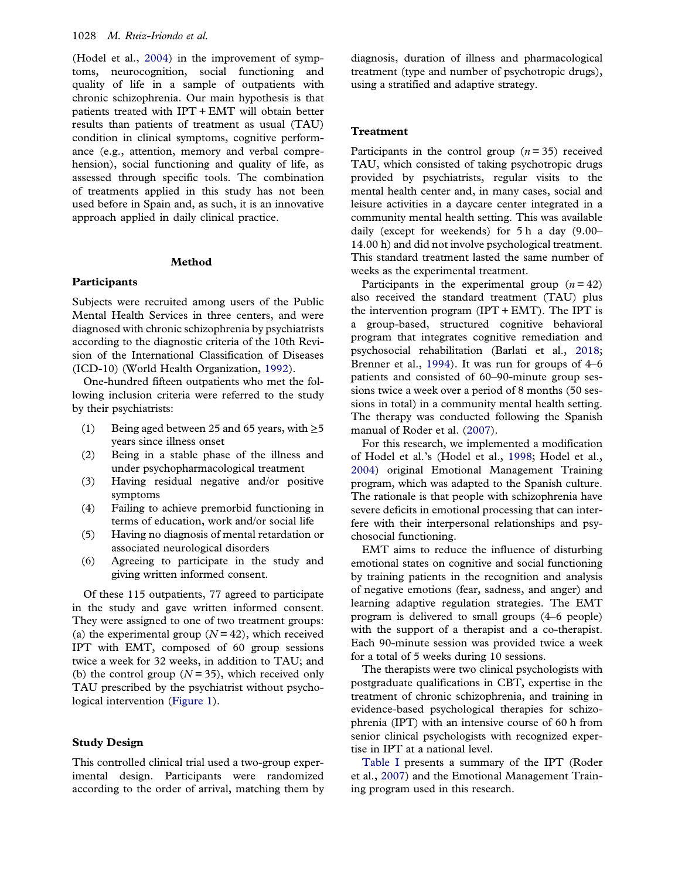(Hodel et al., 2004) in the improvement of symptoms, neurocognition, social functioning and quality of life in a sample of outpatients with chronic schizophrenia. Our main hypothesis is that patients treated with IPT + EMT will obtain better results than patients of treatment as usual (TAU) condition in clinical symptoms, cognitive performance (e.g., attention, memory and verbal comprehension), social functioning and quality of life, as assessed through specific tools. The combination of treatments applied in this study has not been used before in Spain and, as such, it is an innovative approach applied in daily clinical practice.

## Method

### Participants

Subjects were recruited among users of the Public Mental Health Services in three centers, and were diagnosed with chronic schizophrenia by psychiatrists according to the diagnostic criteria of the 10th Revision of the International Classification of Diseases (ICD-10) (World Health Organization, 1992).

One-hundred fifteen outpatients who met the following inclusion criteria were referred to the study by their psychiatrists:

(1) Being aged between 25 and 65 years, with ≥5 years since illness onset
(2) Being in a stable phase of the illness and under psychopharmacological treatment
(3) Having residual negative and/or positive symptoms
(4) Failing to achieve premorbid functioning in terms of education, work and/or social life
(5) Having no diagnosis of mental retardation or associated neurological disorders
(6) Agreeing to participate in the study and giving written informed consent.

Of these 115 outpatients, 77 agreed to participate in the study and gave written informed consent. They were assigned to one of two treatment groups: (a) the experimental group ($N = 42$), which received IPT with EMT, composed of 60 group sessions twice a week for 32 weeks, in addition to TAU; and (b) the control group ($N = 35$), which received only TAU prescribed by the psychiatrist without psychological intervention (Figure 1).

### Study Design

This controlled clinical trial used a two-group experimental design. Participants were randomized according to the order of arrival, matching them by diagnosis, duration of illness and pharmacological treatment (type and number of psychotropic drugs), using a stratified and adaptive strategy.

### Treatment

Participants in the control group ($n = 35$) received TAU, which consisted of taking psychotropic drugs provided by psychiatrists, regular visits to the mental health center and, in many cases, social and leisure activities in a daycare center integrated in a community mental health setting. This was available daily (except for weekends) for 5 h a day (9.00–14.00 h) and did not involve psychological treatment. This standard treatment lasted the same number of weeks as the experimental treatment.

Participants in the experimental group ($n = 42$) also received the standard treatment (TAU) plus the intervention program (IPT + EMT). The IPT is a group-based, structured cognitive behavioral program that integrates cognitive remediation and psychosocial rehabilitation (Barlati et al., 2018; Brenner et al., 1994). It was run for groups of 4–6 patients and consisted of 60–90-minute group sessions twice a week over a period of 8 months (50 sessions in total) in a community mental health setting. The therapy was conducted following the Spanish manual of Roder et al. (2007).

For this research, we implemented a modification of Hodel et al.'s (Hodel et al., 1998; Hodel et al., 2004) original Emotional Management Training program, which was adapted to the Spanish culture. The rationale is that people with schizophrenia have severe deficits in emotional processing that can interfere with their interpersonal relationships and psychosocial functioning.

EMT aims to reduce the influence of disturbing emotional states on cognitive and social functioning by training patients in the recognition and analysis of negative emotions (fear, sadness, and anger) and learning adaptive regulation strategies. The EMT program is delivered to small groups (4–6 people) with the support of a therapist and a co-therapist. Each 90-minute session was provided twice a week for a total of 5 weeks during 10 sessions.

The therapists were two clinical psychologists with postgraduate qualifications in CBT, expertise in the treatment of chronic schizophrenia, and training in evidence-based psychological therapies for schizophrenia (IPT) with an intensive course of 60 h from senior clinical psychologists with recognized expertise in IPT at a national level.

Table I presents a summary of the IPT (Roder et al., 2007) and the Emotional Management Training program used in this research.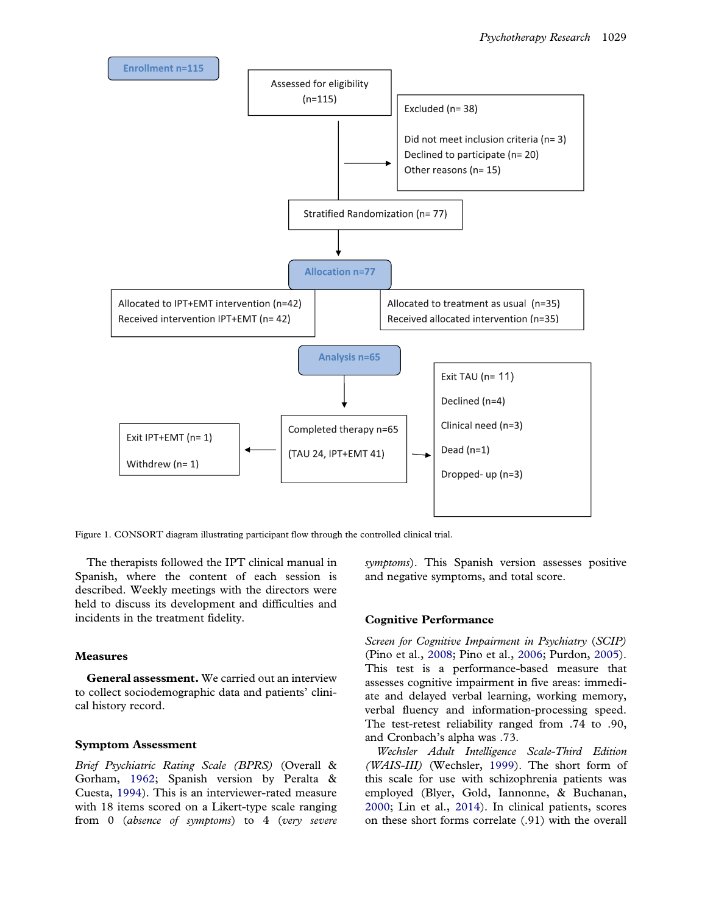Enrollment n=115

Assessed for eligibility (n=115)

Excluded (n= 38)

Did not meet inclusion criteria (n= 3)
Declined to participate (n= 20)
Other reasons (n= 15)

Stratified Randomization (n= 77)

Allocation n=77

Allocated to IPT+EMT intervention (n=42)
Received intervention IPT+EMT (n= 42)

Allocated to treatment as usual (n=35)
Received allocated intervention (n=35)

Analysis n=65

Exit IPT+EMT (n= 1)

Withdrew (n= 1)

Completed therapy n=65

(TAU 24, IPT+EMT 41)

Exit TAU (n= 11)

Declined (n=4)

Clinical need (n=3)

Dead (n=1)

Dropped- up (n=3)

Figure 1. CONSORT diagram illustrating participant flow through the controlled clinical trial.

The therapists followed the IPT clinical manual in Spanish, where the content of each session is described. Weekly meetings with the directors were held to discuss its development and difficulties and incidents in the treatment fidelity.

## Measures

**General assessment.** We carried out an interview to collect sociodemographic data and patients' clinical history record.

## Symptom Assessment

*Brief Psychiatric Rating Scale (BPRS)* (Overall & Gorham, 1962; Spanish version by Peralta & Cuesta, 1994). This is an interviewer-rated measure with 18 items scored on a Likert-type scale ranging from 0 (*absence of symptoms*) to 4 (*very severe symptoms*). This Spanish version assesses positive and negative symptoms, and total score.

## Cognitive Performance

*Screen for Cognitive Impairment in Psychiatry (SCIP)* (Pino et al., 2008; Pino et al., 2006; Purdon, 2005). This test is a performance-based measure that assesses cognitive impairment in five areas: immediate and delayed verbal learning, working memory, verbal fluency and information-processing speed. The test-retest reliability ranged from .74 to .90, and Cronbach's alpha was .73.

*Wechsler Adult Intelligence Scale-Third Edition (WAIS-III)* (Wechsler, 1999). The short form of this scale for use with schizophrenia patients was employed (Blyer, Gold, Iannonne, & Buchanan, 2000; Lin et al., 2014). In clinical patients, scores on these short forms correlate (.91) with the overall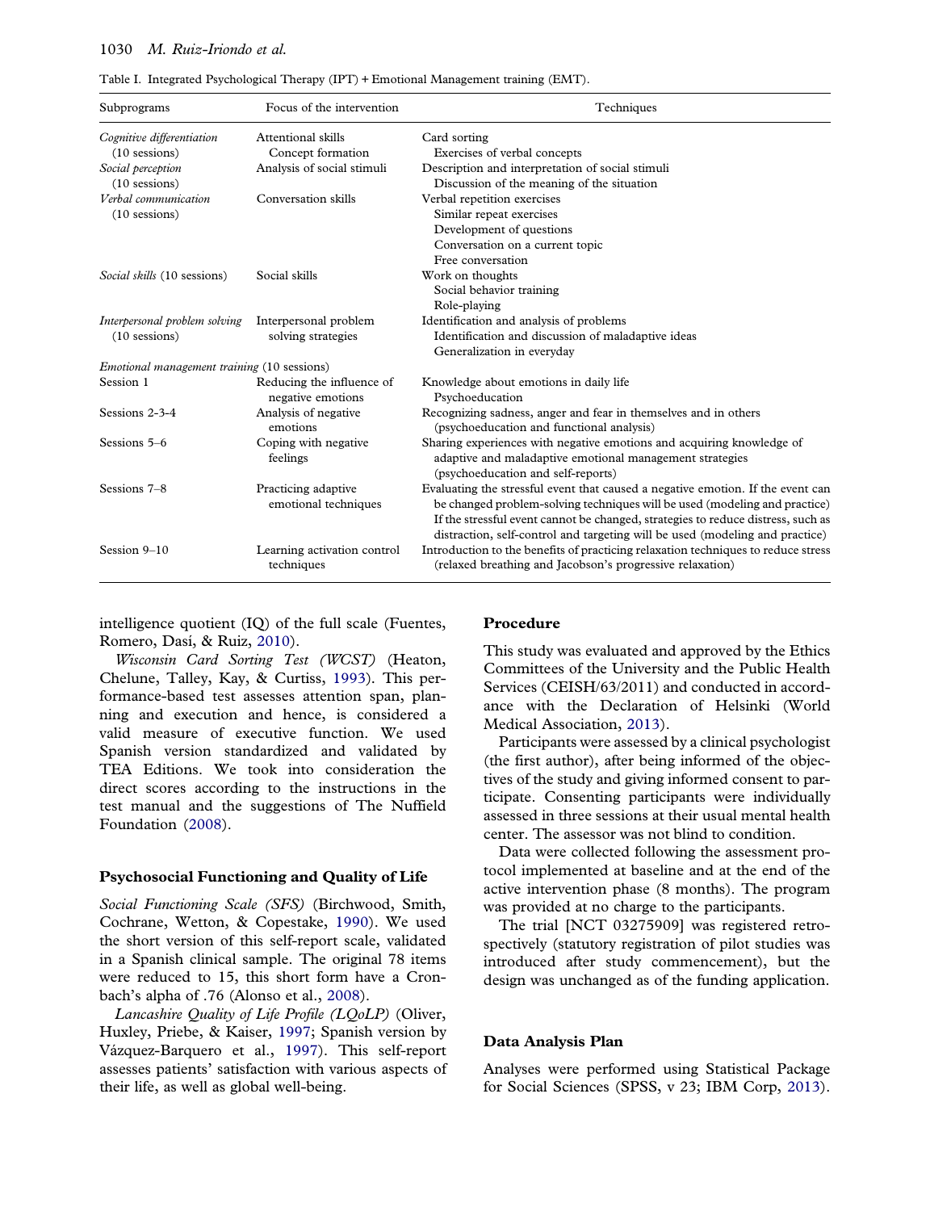Table I. Integrated Psychological Therapy (IPT) + Emotional Management training (EMT).

| Subprograms | Focus of the intervention | Techniques |
|---|---|---|
| *Cognitive differentiation* (10 sessions) | Attentional skills<br>Concept formation | Card sorting<br>Exercises of verbal concepts |
| *Social perception* (10 sessions) | Analysis of social stimuli | Description and interpretation of social stimuli<br>Discussion of the meaning of the situation |
| *Verbal communication* (10 sessions) | Conversation skills | Verbal repetition exercises<br>Similar repeat exercises<br>Development of questions<br>Conversation on a current topic<br>Free conversation |
| *Social skills* (10 sessions) | Social skills | Work on thoughts<br>Social behavior training<br>Role-playing |
| *Interpersonal problem solving* (10 sessions) | Interpersonal problem solving strategies | Identification and analysis of problems<br>Identification and discussion of maladaptive ideas<br>Generalization in everyday |
| *Emotional management training* (10 sessions) | | |
| Session 1 | Reducing the influence of negative emotions | Knowledge about emotions in daily life<br>Psychoeducation |
| Sessions 2-3-4 | Analysis of negative emotions | Recognizing sadness, anger and fear in themselves and in others (psychoeducation and functional analysis) |
| Sessions 5–6 | Coping with negative feelings | Sharing experiences with negative emotions and acquiring knowledge of adaptive and maladaptive emotional management strategies (psychoeducation and self-reports) |
| Sessions 7–8 | Practicing adaptive emotional techniques | Evaluating the stressful event that caused a negative emotion. If the event can be changed problem-solving techniques will be used (modeling and practice) If the stressful event cannot be changed, strategies to reduce distress, such as distraction, self-control and targeting will be used (modeling and practice) |
| Session 9–10 | Learning activation control techniques | Introduction to the benefits of practicing relaxation techniques to reduce stress (relaxed breathing and Jacobson's progressive relaxation) |

intelligence quotient (IQ) of the full scale (Fuentes, Romero, Dasí, & Ruiz, 2010).

*Wisconsin Card Sorting Test (WCST)* (Heaton, Chelune, Talley, Kay, & Curtiss, 1993). This performance-based test assesses attention span, planning and execution and hence, is considered a valid measure of executive function. We used Spanish version standardized and validated by TEA Editions. We took into consideration the direct scores according to the instructions in the test manual and the suggestions of The Nuffield Foundation (2008).

### Psychosocial Functioning and Quality of Life

*Social Functioning Scale (SFS)* (Birchwood, Smith, Cochrane, Wetton, & Copestake, 1990). We used the short version of this self-report scale, validated in a Spanish clinical sample. The original 78 items were reduced to 15, this short form have a Cronbach's alpha of .76 (Alonso et al., 2008).

*Lancashire Quality of Life Profile (LQoLP)* (Oliver, Huxley, Priebe, & Kaiser, 1997; Spanish version by Vázquez-Barquero et al., 1997). This self-report assesses patients' satisfaction with various aspects of their life, as well as global well-being.

### Procedure

This study was evaluated and approved by the Ethics Committees of the University and the Public Health Services (CEISH/63/2011) and conducted in accordance with the Declaration of Helsinki (World Medical Association, 2013).

Participants were assessed by a clinical psychologist (the first author), after being informed of the objectives of the study and giving informed consent to participate. Consenting participants were individually assessed in three sessions at their usual mental health center. The assessor was not blind to condition.

Data were collected following the assessment protocol implemented at baseline and at the end of the active intervention phase (8 months). The program was provided at no charge to the participants.

The trial [NCT 03275909] was registered retrospectively (statutory registration of pilot studies was introduced after study commencement), but the design was unchanged as of the funding application.

### Data Analysis Plan

Analyses were performed using Statistical Package for Social Sciences (SPSS, v 23; IBM Corp, 2013).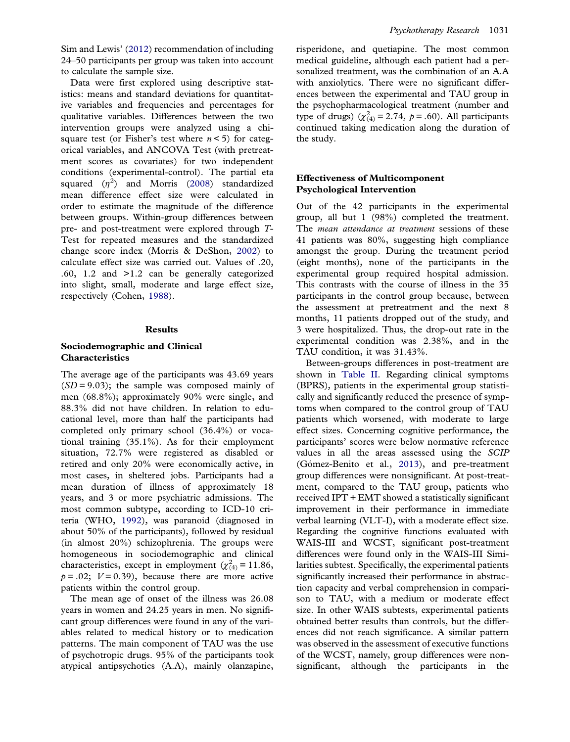Sim and Lewis' (2012) recommendation of including 24–50 participants per group was taken into account to calculate the sample size.

Data were first explored using descriptive statistics: means and standard deviations for quantitative variables and frequencies and percentages for qualitative variables. Differences between the two intervention groups were analyzed using a chi-square test (or Fisher's test where $n < 5$) for categorical variables, and ANCOVA Test (with pretreatment scores as covariates) for two independent conditions (experimental-control). The partial eta squared ($\eta^2$) and Morris (2008) standardized mean difference effect size were calculated in order to estimate the magnitude of the difference between groups. Within-group differences between pre- and post-treatment were explored through *T*-Test for repeated measures and the standardized change score index (Morris & DeShon, 2002) to calculate effect size was carried out. Values of .20, .60, 1.2 and >1.2 can be generally categorized into slight, small, moderate and large effect size, respectively (Cohen, 1988).

## Results

### Sociodemographic and Clinical Characteristics

The average age of the participants was 43.69 years ($SD = 9.03$); the sample was composed mainly of men (68.8%); approximately 90% were single, and 88.3% did not have children. In relation to educational level, more than half the participants had completed only primary school (36.4%) or vocational training (35.1%). As for their employment situation, 72.7% were registered as disabled or retired and only 20% were economically active, in most cases, in sheltered jobs. Participants had a mean duration of illness of approximately 18 years, and 3 or more psychiatric admissions. The most common subtype, according to ICD-10 criteria (WHO, 1992), was paranoid (diagnosed in about 50% of the participants), followed by residual (in almost 20%) schizophrenia. The groups were homogeneous in sociodemographic and clinical characteristics, except in employment ($\chi^2_{(4)} = 11.86$, $p = .02$; $V = 0.39$), because there are more active patients within the control group.

The mean age of onset of the illness was 26.08 years in women and 24.25 years in men. No significant group differences were found in any of the variables related to medical history or to medication patterns. The main component of TAU was the use of psychotropic drugs. 95% of the participants took atypical antipsychotics (A.A), mainly olanzapine, risperidone, and quetiapine. The most common medical guideline, although each patient had a personalized treatment, was the combination of an A.A with anxiolytics. There were no significant differences between the experimental and TAU group in the psychopharmacological treatment (number and type of drugs) ($\chi^2_{(4)} = 2.74$, $p = .60$). All participants continued taking medication along the duration of the study.

### Effectiveness of Multicomponent Psychological Intervention

Out of the 42 participants in the experimental group, all but 1 (98%) completed the treatment. The *mean attendance at treatment* sessions of these 41 patients was 80%, suggesting high compliance amongst the group. During the treatment period (eight months), none of the participants in the experimental group required hospital admission. This contrasts with the course of illness in the 35 participants in the control group because, between the assessment at pretreatment and the next 8 months, 11 patients dropped out of the study, and 3 were hospitalized. Thus, the drop-out rate in the experimental condition was 2.38%, and in the TAU condition, it was 31.43%.

Between-groups differences in post-treatment are shown in Table II. Regarding clinical symptoms (BPRS), patients in the experimental group statistically and significantly reduced the presence of symptoms when compared to the control group of TAU patients which worsened, with moderate to large effect sizes. Concerning cognitive performance, the participants' scores were below normative reference values in all the areas assessed using the *SCIP* (Gómez-Benito et al., 2013), and pre-treatment group differences were nonsignificant. At post-treatment, compared to the TAU group, patients who received IPT + EMT showed a statistically significant improvement in their performance in immediate verbal learning (VLT-I), with a moderate effect size. Regarding the cognitive functions evaluated with WAIS-III and WCST, significant post-treatment differences were found only in the WAIS-III Similarities subtest. Specifically, the experimental patients significantly increased their performance in abstraction capacity and verbal comprehension in comparison to TAU, with a medium or moderate effect size. In other WAIS subtests, experimental patients obtained better results than controls, but the differences did not reach significance. A similar pattern was observed in the assessment of executive functions of the WCST, namely, group differences were nonsignificant, although the participants in the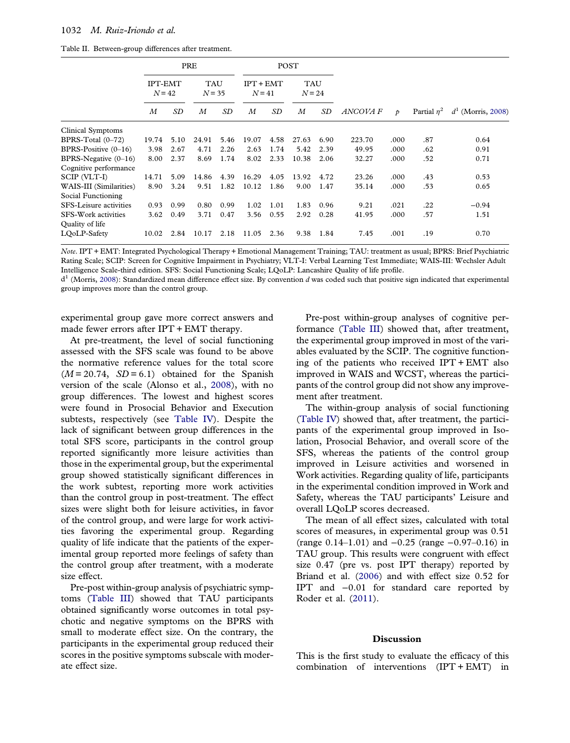Table II. Between-group differences after treatment.

| | PRE | | | | POST | | | | | | | |
|---|---|---|---|---|---|---|---|---|---|---|---|---|
| | IPT-EMT $N = 42$ | | TAU $N = 35$ | | IPT + EMT $N = 41$ | | TAU $N = 24$ | | | | | |
| | *M* | *SD* | *M* | *SD* | *M* | *SD* | *M* | *SD* | *ANCOVA F* | *p* | Partial $\eta^2$ | $d^1$ (Morris, 2008) |
| Clinical Symptoms | | | | | | | | | | | | |
| BPRS-Total (0–72) | 19.74 | 5.10 | 24.91 | 5.46 | 19.07 | 4.58 | 27.63 | 6.90 | 223.70 | .000 | .87 | 0.64 |
| BPRS-Positive (0–16) | 3.98 | 2.67 | 4.71 | 2.26 | 2.63 | 1.74 | 5.42 | 2.39 | 49.95 | .000 | .62 | 0.91 |
| BPRS-Negative (0–16) | 8.00 | 2.37 | 8.69 | 1.74 | 8.02 | 2.33 | 10.38 | 2.06 | 32.27 | .000 | .52 | 0.71 |
| Cognitive performance | | | | | | | | | | | | |
| SCIP (VLT-I) | 14.71 | 5.09 | 14.86 | 4.39 | 16.29 | 4.05 | 13.92 | 4.72 | 23.26 | .000 | .43 | 0.53 |
| WAIS-III (Similarities) | 8.90 | 3.24 | 9.51 | 1.82 | 10.12 | 1.86 | 9.00 | 1.47 | 35.14 | .000 | .53 | 0.65 |
| Social Functioning | | | | | | | | | | | | |
| SFS-Leisure activities | 0.93 | 0.99 | 0.80 | 0.99 | 1.02 | 1.01 | 1.83 | 0.96 | 9.21 | .021 | .22 | −0.94 |
| SFS-Work activities | 3.62 | 0.49 | 3.71 | 0.47 | 3.56 | 0.55 | 2.92 | 0.28 | 41.95 | .000 | .57 | 1.51 |
| Quality of life | | | | | | | | | | | | |
| LQoLP-Safety | 10.02 | 2.84 | 10.17 | 2.18 | 11.05 | 2.36 | 9.38 | 1.84 | 7.45 | .001 | .19 | 0.70 |

*Note*. IPT + EMT: Integrated Psychological Therapy + Emotional Management Training; TAU: treatment as usual; BPRS: Brief Psychiatric Rating Scale; SCIP: Screen for Cognitive Impairment in Psychiatry; VLT-I: Verbal Learning Test Immediate; WAIS-III: Wechsler Adult Intelligence Scale-third edition. SFS: Social Functioning Scale; LQoLP: Lancashire Quality of life profile.
$d^1$ (Morris, 2008): Standardized mean difference effect size. By convention *d* was coded such that positive sign indicated that experimental group improves more than the control group.

experimental group gave more correct answers and made fewer errors after IPT + EMT therapy.

At pre-treatment, the level of social functioning assessed with the SFS scale was found to be above the normative reference values for the total score ($M = 20.74$, $SD = 6.1$) obtained for the Spanish version of the scale (Alonso et al., 2008), with no group differences. The lowest and highest scores were found in Prosocial Behavior and Execution subtests, respectively (see Table IV). Despite the lack of significant between group differences in the total SFS score, participants in the control group reported significantly more leisure activities than those in the experimental group, but the experimental group showed statistically significant differences in the work subtest, reporting more work activities than the control group in post-treatment. The effect sizes were slight both for leisure activities, in favor of the control group, and were large for work activities favoring the experimental group. Regarding quality of life indicate that the patients of the experimental group reported more feelings of safety than the control group after treatment, with a moderate size effect.

Pre-post within-group analysis of psychiatric symptoms (Table III) showed that TAU participants obtained significantly worse outcomes in total psychotic and negative symptoms on the BPRS with small to moderate effect size. On the contrary, the participants in the experimental group reduced their scores in the positive symptoms subscale with moderate effect size.

Pre-post within-group analyses of cognitive performance (Table III) showed that, after treatment, the experimental group improved in most of the variables evaluated by the SCIP. The cognitive functioning of the patients who received IPT + EMT also improved in WAIS and WCST, whereas the participants of the control group did not show any improvement after treatment.

The within-group analysis of social functioning (Table IV) showed that, after treatment, the participants of the experimental group improved in Isolation, Prosocial Behavior, and overall score of the SFS, whereas the patients of the control group improved in Leisure activities and worsened in Work activities. Regarding quality of life, participants in the experimental condition improved in Work and Safety, whereas the TAU participants' Leisure and overall LQoLP scores decreased.

The mean of all effect sizes, calculated with total scores of measures, in experimental group was 0.51 (range 0.14–1.01) and −0.25 (range −0.97–0.16) in TAU group. This results were congruent with effect size 0.47 (pre vs. post IPT therapy) reported by Briand et al. (2006) and with effect size 0.52 for IPT and −0.01 for standard care reported by Roder et al. (2011).

## Discussion

This is the first study to evaluate the efficacy of this combination of interventions (IPT + EMT) in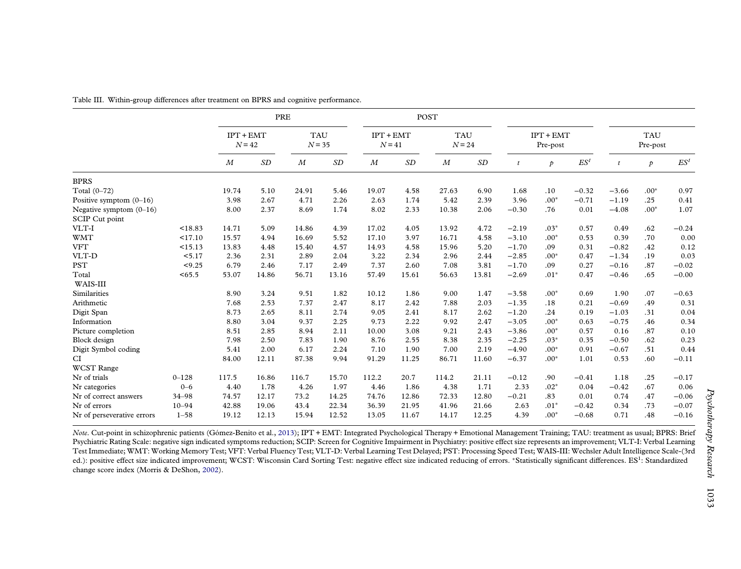Table III. Within-group differences after treatment on BPRS and cognitive performance.

| | | PRE | | | | POST | | | | | | | | | |
|---|---|---|---|---|---|---|---|---|---|---|---|---|---|---|---|
| | | IPT + EMT $N = 42$ | | TAU $N = 35$ | | IPT + EMT $N = 41$ | | TAU $N = 24$ | | IPT + EMT Pre-post | | | TAU Pre-post | | |
| | | *M* | *SD* | *M* | *SD* | *M* | *SD* | *M* | *SD* | *t* | *p* | *ES*[1] | *t* | *p* | *ES*[1] |
| BPRS | | | | | | | | | | | | | | | |
| Total (0–72) | | 19.74 | 5.10 | 24.91 | 5.46 | 19.07 | 4.58 | 27.63 | 6.90 | 1.68 | .10 | −0.32 | −3.66 | .00* | 0.97 |
| Positive symptom (0–16) | | 3.98 | 2.67 | 4.71 | 2.26 | 2.63 | 1.74 | 5.42 | 2.39 | 3.96 | .00* | −0.71 | −1.19 | .25 | 0.41 |
| Negative symptom (0–16) | | 8.00 | 2.37 | 8.69 | 1.74 | 8.02 | 2.33 | 10.38 | 2.06 | −0.30 | .76 | 0.01 | −4.08 | .00* | 1.07 |
| SCIP | Cut point | | | | | | | | | | | | | | |
| VLT-I | <18.83 | 14.71 | 5.09 | 14.86 | 4.39 | 17.02 | 4.05 | 13.92 | 4.72 | −2.19 | .03* | 0.57 | 0.49 | .62 | −0.24 |
| WMT | <17.10 | 15.57 | 4.94 | 16.69 | 5.52 | 17.10 | 3.97 | 16.71 | 4.58 | −3.10 | .00* | 0.53 | 0.39 | .70 | 0.00 |
| VFT | <15.13 | 13.83 | 4.48 | 15.40 | 4.57 | 14.93 | 4.58 | 15.96 | 5.20 | −1.70 | .09 | 0.31 | −0.82 | .42 | 0.12 |
| VLT-D | <5.17 | 2.36 | 2.31 | 2.89 | 2.04 | 3.22 | 2.34 | 2.96 | 2.44 | −2.85 | .00* | 0.47 | −1.34 | .19 | 0.03 |
| PST | <9.25 | 6.79 | 2.46 | 7.17 | 2.49 | 7.37 | 2.60 | 7.08 | 3.81 | −1.70 | .09 | 0.27 | −0.16 | .87 | −0.02 |
| Total | <65.5 | 53.07 | 14.86 | 56.71 | 13.16 | 57.49 | 15.61 | 56.63 | 13.81 | −2.69 | .01* | 0.47 | −0.46 | .65 | −0.00 |
| WAIS-III | | | | | | | | | | | | | | | |
| Similarities | | 8.90 | 3.24 | 9.51 | 1.82 | 10.12 | 1.86 | 9.00 | 1.47 | −3.58 | .00* | 0.69 | 1.90 | .07 | −0.63 |
| Arithmetic | | 7.68 | 2.53 | 7.37 | 2.47 | 8.17 | 2.42 | 7.88 | 2.03 | −1.35 | .18 | 0.21 | −0.69 | .49 | 0.31 |
| Digit Span | | 8.73 | 2.65 | 8.11 | 2.74 | 9.05 | 2.41 | 8.17 | 2.62 | −1.20 | .24 | 0.19 | −1.03 | .31 | 0.04 |
| Information | | 8.80 | 3.04 | 9.37 | 2.25 | 9.73 | 2.22 | 9.92 | 2.47 | −3.05 | .00* | 0.63 | −0.75 | .46 | 0.34 |
| Picture completion | | 8.51 | 2.85 | 8.94 | 2.11 | 10.00 | 3.08 | 9.21 | 2.43 | −3.86 | .00* | 0.57 | 0.16 | .87 | 0.10 |
| Block design | | 7.98 | 2.50 | 7.83 | 1.90 | 8.76 | 2.55 | 8.38 | 2.35 | −2.25 | .03* | 0.35 | −0.50 | .62 | 0.23 |
| Digit Symbol coding | | 5.41 | 2.00 | 6.17 | 2.24 | 7.10 | 1.90 | 7.00 | 2.19 | −4.90 | .00* | 0.91 | −0.67 | .51 | 0.44 |
| CI | | 84.00 | 12.11 | 87.38 | 9.94 | 91.29 | 11.25 | 86.71 | 11.60 | −6.37 | .00* | 1.01 | 0.53 | .60 | −0.11 |
| WCST | Range | | | | | | | | | | | | | | |
| Nr of trials | 0–128 | 117.5 | 16.86 | 116.7 | 15.70 | 112.2 | 20.7 | 114.2 | 21.11 | −0.12 | .90 | −0.41 | 1.18 | .25 | −0.17 |
| Nr categories | 0–6 | 4.40 | 1.78 | 4.26 | 1.97 | 4.46 | 1.86 | 4.38 | 1.71 | 2.33 | .02* | 0.04 | −0.42 | .67 | 0.06 |
| Nr of correct answers | 34–98 | 74.57 | 12.17 | 73.2 | 14.25 | 74.76 | 12.86 | 72.33 | 12.80 | −0.21 | .83 | 0.01 | 0.74 | .47 | −0.06 |
| Nr of errors | 10–94 | 42.88 | 19.06 | 43.4 | 22.34 | 36.39 | 21.95 | 41.96 | 21.66 | 2.63 | .01* | −0.42 | 0.34 | .73 | −0.07 |
| Nr of perseverative errors | 1–58 | 19.12 | 12.13 | 15.94 | 12.52 | 13.05 | 11.67 | 14.17 | 12.25 | 4.39 | .00* | −0.68 | 0.71 | .48 | −0.16 |

*Note*. Cut-point in schizophrenic patients (Gómez-Benito et al., 2013); IPT + EMT: Integrated Psychological Therapy + Emotional Management Training; TAU: treatment as usual; BPRS: Brief Psychiatric Rating Scale: negative sign indicated symptoms reduction; SCIP: Screen for Cognitive Impairment in Psychiatry: positive effect size represents an improvement; VLT-I: Verbal Learning Test Immediate; WMT: Working Memory Test; VFT: Verbal Fluency Test; VLT-D: Verbal Learning Test Delayed; PST: Processing Speed Test; WAIS-III: Wechsler Adult Intelligence Scale-(3rd ed.): positive effect size indicated improvement; WCST: Wisconsin Card Sorting Test: negative effect size indicated reducing of errors. *Statistically significant differences. ES[1]: Standardized change score index (Morris & DeShon, 2002).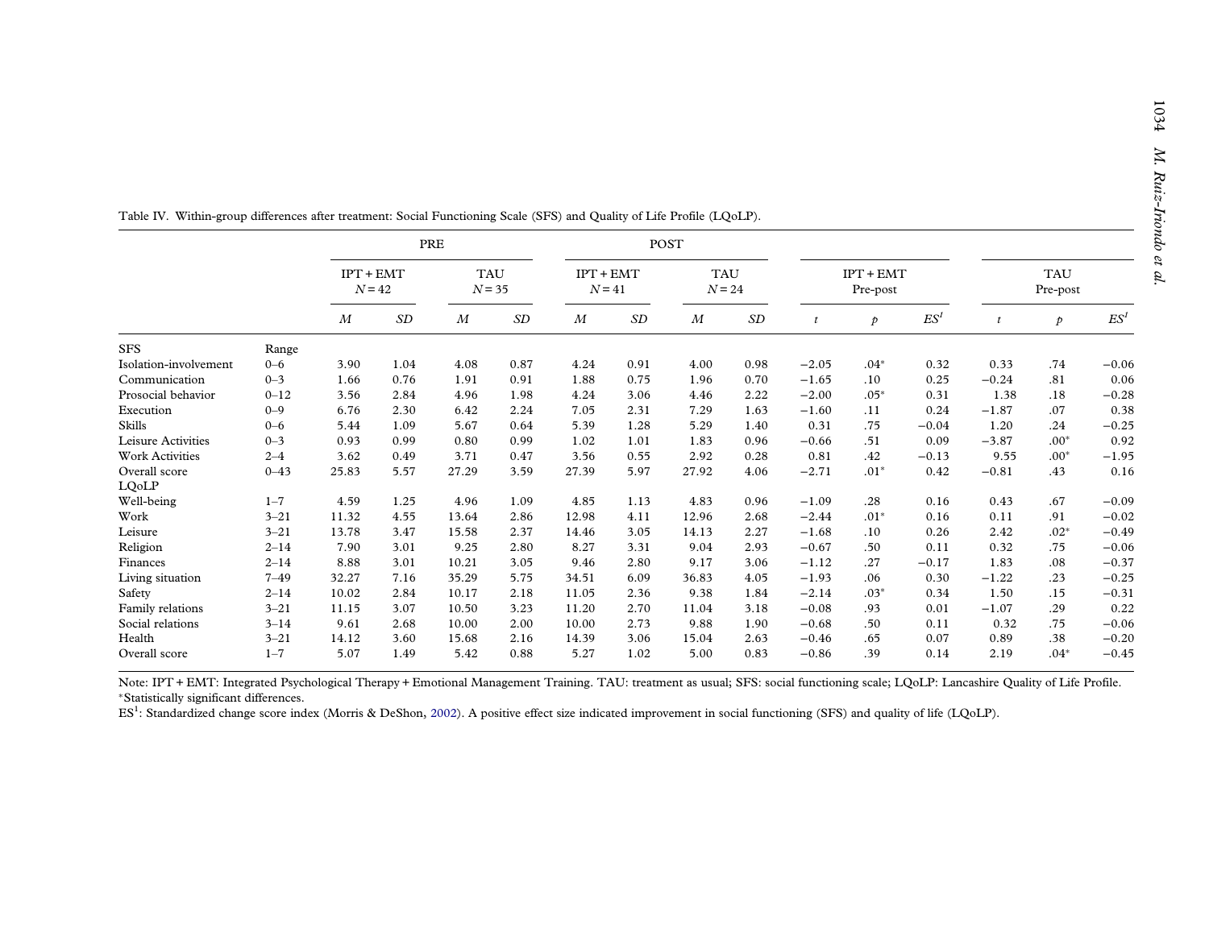Table IV. Within-group differences after treatment: Social Functioning Scale (SFS) and Quality of Life Profile (LQoLP).

| | | PRE | | | | POST | | | | | | | | | |
|---|---|---|---|---|---|---|---|---|---|---|---|---|---|---|---|
| | | IPT + EMT $N = 42$ | | TAU $N = 35$ | | IPT + EMT $N = 41$ | | TAU $N = 24$ | | IPT + EMT Pre-post | | | TAU Pre-post | | |
| | | *M* | *SD* | *M* | *SD* | *M* | *SD* | *M* | *SD* | *t* | *p* | ES[1] | *t* | *p* | ES[1] |
| SFS | Range | | | | | | | | | | | | | | |
| Isolation-involvement | 0–6 | 3.90 | 1.04 | 4.08 | 0.87 | 4.24 | 0.91 | 4.00 | 0.98 | −2.05 | .04* | 0.32 | 0.33 | .74 | −0.06 |
| Communication | 0–3 | 1.66 | 0.76 | 1.91 | 0.91 | 1.88 | 0.75 | 1.96 | 0.70 | −1.65 | .10 | 0.25 | −0.24 | .81 | 0.06 |
| Prosocial behavior | 0–12 | 3.56 | 2.84 | 4.96 | 1.98 | 4.24 | 3.06 | 4.46 | 2.22 | −2.00 | .05* | 0.31 | 1.38 | .18 | −0.28 |
| Execution | 0–9 | 6.76 | 2.30 | 6.42 | 2.24 | 7.05 | 2.31 | 7.29 | 1.63 | −1.60 | .11 | 0.24 | −1.87 | .07 | 0.38 |
| Skills | 0–6 | 5.44 | 1.09 | 5.67 | 0.64 | 5.39 | 1.28 | 5.29 | 1.40 | 0.31 | .75 | −0.04 | 1.20 | .24 | −0.25 |
| Leisure Activities | 0–3 | 0.93 | 0.99 | 0.80 | 0.99 | 1.02 | 1.01 | 1.83 | 0.96 | −0.66 | .51 | 0.09 | −3.87 | .00* | 0.92 |
| Work Activities | 2–4 | 3.62 | 0.49 | 3.71 | 0.47 | 3.56 | 0.55 | 2.92 | 0.28 | 0.81 | .42 | −0.13 | 9.55 | .00* | −1.95 |
| Overall score | 0–43 | 25.83 | 5.57 | 27.29 | 3.59 | 27.39 | 5.97 | 27.92 | 4.06 | −2.71 | .01* | 0.42 | −0.81 | .43 | 0.16 |
| LQoLP | | | | | | | | | | | | | | | |
| Well-being | 1–7 | 4.59 | 1.25 | 4.96 | 1.09 | 4.85 | 1.13 | 4.83 | 0.96 | −1.09 | .28 | 0.16 | 0.43 | .67 | −0.09 |
| Work | 3–21 | 11.32 | 4.55 | 13.64 | 2.86 | 12.98 | 4.11 | 12.96 | 2.68 | −2.44 | .01* | 0.16 | 0.11 | .91 | −0.02 |
| Leisure | 3–21 | 13.78 | 3.47 | 15.58 | 2.37 | 14.46 | 3.05 | 14.13 | 2.27 | −1.68 | .10 | 0.26 | 2.42 | .02* | −0.49 |
| Religion | 2–14 | 7.90 | 3.01 | 9.25 | 2.80 | 8.27 | 3.31 | 9.04 | 2.93 | −0.67 | .50 | 0.11 | 0.32 | .75 | −0.06 |
| Finances | 2–14 | 8.88 | 3.01 | 10.21 | 3.05 | 9.46 | 2.80 | 9.17 | 3.06 | −1.12 | .27 | −0.17 | 1.83 | .08 | −0.37 |
| Living situation | 7–49 | 32.27 | 7.16 | 35.29 | 5.75 | 34.51 | 6.09 | 36.83 | 4.05 | −1.93 | .06 | 0.30 | −1.22 | .23 | −0.25 |
| Safety | 2–14 | 10.02 | 2.84 | 10.17 | 2.18 | 11.05 | 2.36 | 9.38 | 1.84 | −2.14 | .03* | 0.34 | 1.50 | .15 | −0.31 |
| Family relations | 3–21 | 11.15 | 3.07 | 10.50 | 3.23 | 11.20 | 2.70 | 11.04 | 3.18 | −0.08 | .93 | 0.01 | −1.07 | .29 | 0.22 |
| Social relations | 3–14 | 9.61 | 2.68 | 10.00 | 2.00 | 10.00 | 2.73 | 9.88 | 1.90 | −0.68 | .50 | 0.11 | 0.32 | .75 | −0.06 |
| Health | 3–21 | 14.12 | 3.60 | 15.68 | 2.16 | 14.39 | 3.06 | 15.04 | 2.63 | −0.46 | .65 | 0.07 | 0.89 | .38 | −0.20 |
| Overall score | 1–7 | 5.07 | 1.49 | 5.42 | 0.88 | 5.27 | 1.02 | 5.00 | 0.83 | −0.86 | .39 | 0.14 | 2.19 | .04* | −0.45 |

Note: IPT + EMT: Integrated Psychological Therapy + Emotional Management Training. TAU: treatment as usual; SFS: social functioning scale; LQoLP: Lancashire Quality of Life Profile.
*Statistically significant differences.
ES[1]: Standardized change score index (Morris & DeShon, 2002). A positive effect size indicated improvement in social functioning (SFS) and quality of life (LQoLP).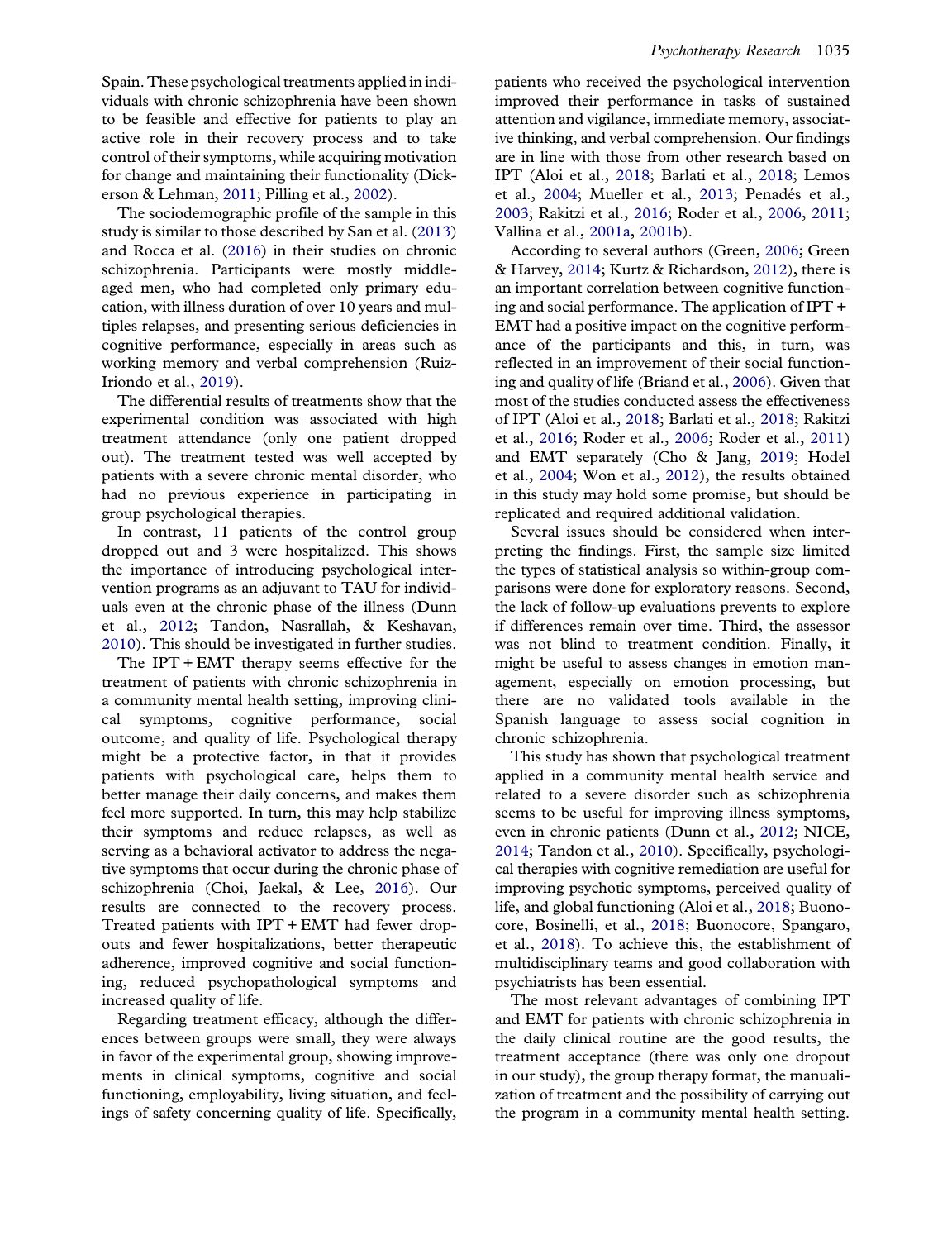Spain. These psychological treatments applied in individuals with chronic schizophrenia have been shown to be feasible and effective for patients to play an active role in their recovery process and to take control of their symptoms, while acquiring motivation for change and maintaining their functionality (Dickerson & Lehman, 2011; Pilling et al., 2002).

The sociodemographic profile of the sample in this study is similar to those described by San et al. (2013) and Rocca et al. (2016) in their studies on chronic schizophrenia. Participants were mostly middle-aged men, who had completed only primary education, with illness duration of over 10 years and multiples relapses, and presenting serious deficiencies in cognitive performance, especially in areas such as working memory and verbal comprehension (Ruiz-Iriondo et al., 2019).

The differential results of treatments show that the experimental condition was associated with high treatment attendance (only one patient dropped out). The treatment tested was well accepted by patients with a severe chronic mental disorder, who had no previous experience in participating in group psychological therapies.

In contrast, 11 patients of the control group dropped out and 3 were hospitalized. This shows the importance of introducing psychological intervention programs as an adjuvant to TAU for individuals even at the chronic phase of the illness (Dunn et al., 2012; Tandon, Nasrallah, & Keshavan, 2010). This should be investigated in further studies.

The IPT + EMT therapy seems effective for the treatment of patients with chronic schizophrenia in a community mental health setting, improving clinical symptoms, cognitive performance, social outcome, and quality of life. Psychological therapy might be a protective factor, in that it provides patients with psychological care, helps them to better manage their daily concerns, and makes them feel more supported. In turn, this may help stabilize their symptoms and reduce relapses, as well as serving as a behavioral activator to address the negative symptoms that occur during the chronic phase of schizophrenia (Choi, Jaekal, & Lee, 2016). Our results are connected to the recovery process. Treated patients with IPT + EMT had fewer dropouts and fewer hospitalizations, better therapeutic adherence, improved cognitive and social functioning, reduced psychopathological symptoms and increased quality of life.

Regarding treatment efficacy, although the differences between groups were small, they were always in favor of the experimental group, showing improvements in clinical symptoms, cognitive and social functioning, employability, living situation, and feelings of safety concerning quality of life. Specifically, patients who received the psychological intervention improved their performance in tasks of sustained attention and vigilance, immediate memory, associative thinking, and verbal comprehension. Our findings are in line with those from other research based on IPT (Aloi et al., 2018; Barlati et al., 2018; Lemos et al., 2004; Mueller et al., 2013; Penadés et al., 2003; Rakitzi et al., 2016; Roder et al., 2006, 2011; Vallina et al., 2001a, 2001b).

According to several authors (Green, 2006; Green & Harvey, 2014; Kurtz & Richardson, 2012), there is an important correlation between cognitive functioning and social performance. The application of IPT + EMT had a positive impact on the cognitive performance of the participants and this, in turn, was reflected in an improvement of their social functioning and quality of life (Briand et al., 2006). Given that most of the studies conducted assess the effectiveness of IPT (Aloi et al., 2018; Barlati et al., 2018; Rakitzi et al., 2016; Roder et al., 2006; Roder et al., 2011) and EMT separately (Cho & Jang, 2019; Hodel et al., 2004; Won et al., 2012), the results obtained in this study may hold some promise, but should be replicated and required additional validation.

Several issues should be considered when interpreting the findings. First, the sample size limited the types of statistical analysis so within-group comparisons were done for exploratory reasons. Second, the lack of follow-up evaluations prevents to explore if differences remain over time. Third, the assessor was not blind to treatment condition. Finally, it might be useful to assess changes in emotion management, especially on emotion processing, but there are no validated tools available in the Spanish language to assess social cognition in chronic schizophrenia.

This study has shown that psychological treatment applied in a community mental health service and related to a severe disorder such as schizophrenia seems to be useful for improving illness symptoms, even in chronic patients (Dunn et al., 2012; NICE, 2014; Tandon et al., 2010). Specifically, psychological therapies with cognitive remediation are useful for improving psychotic symptoms, perceived quality of life, and global functioning (Aloi et al., 2018; Buonocore, Bosinelli, et al., 2018; Buonocore, Spangaro, et al., 2018). To achieve this, the establishment of multidisciplinary teams and good collaboration with psychiatrists has been essential.

The most relevant advantages of combining IPT and EMT for patients with chronic schizophrenia in the daily clinical routine are the good results, the treatment acceptance (there was only one dropout in our study), the group therapy format, the manualization of treatment and the possibility of carrying out the program in a community mental health setting.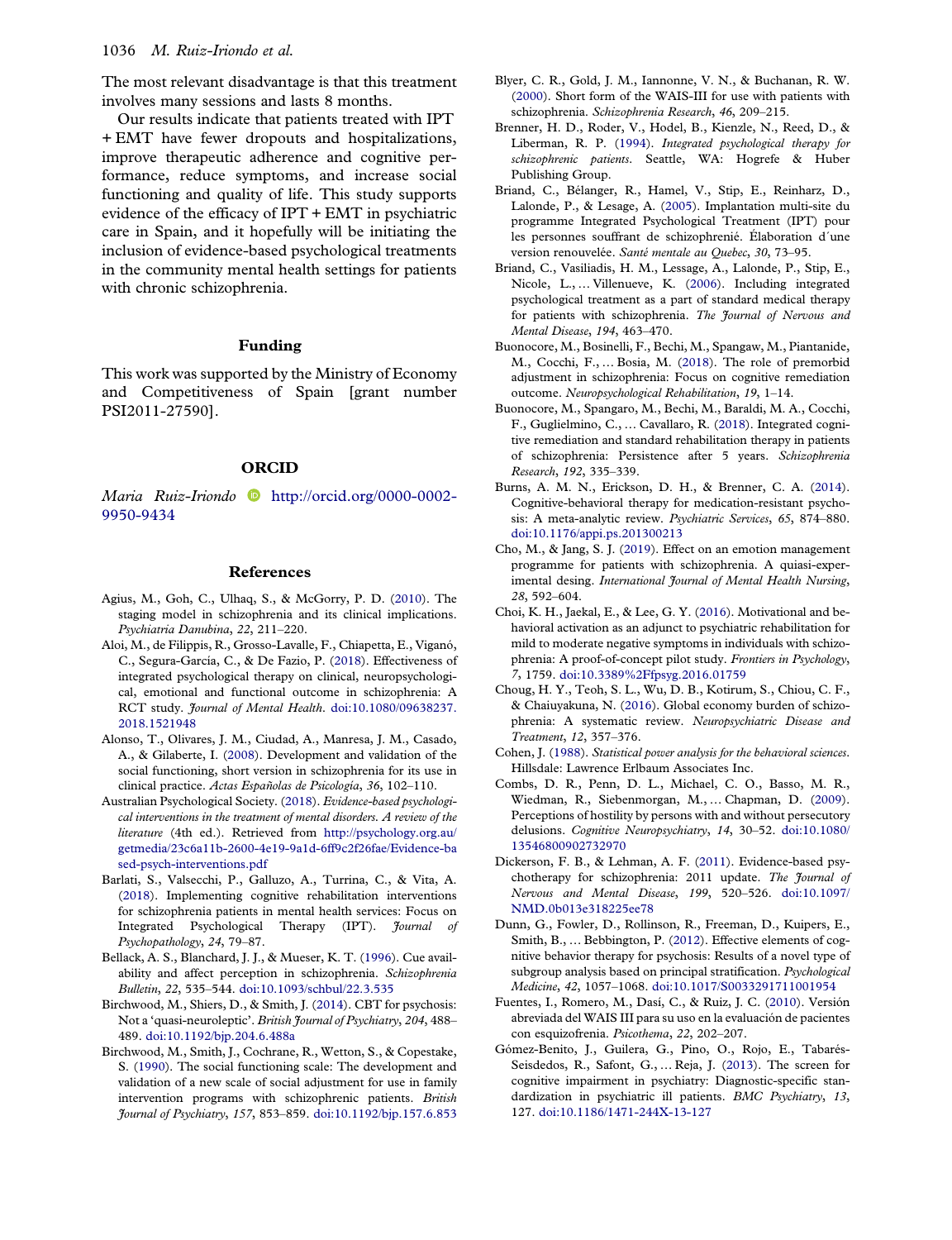The most relevant disadvantage is that this treatment involves many sessions and lasts 8 months.

Our results indicate that patients treated with IPT + EMT have fewer dropouts and hospitalizations, improve therapeutic adherence and cognitive performance, reduce symptoms, and increase social functioning and quality of life. This study supports evidence of the efficacy of IPT + EMT in psychiatric care in Spain, and it hopefully will be initiating the inclusion of evidence-based psychological treatments in the community mental health settings for patients with chronic schizophrenia.

## Funding

This work was supported by the Ministry of Economy and Competitiveness of Spain [grant number PSI2011-27590].

## ORCID

*Maria Ruiz-Iriondo* http://orcid.org/0000-0002-9950-9434

## References

Agius, M., Goh, C., Ulhaq, S., & McGorry, P. D. (2010). The staging model in schizophrenia and its clinical implications. *Psychiatria Danubina*, *22*, 211–220.

Aloi, M., de Filippis, R., Grosso-Lavalle, F., Chiapetta, E., Viganó, C., Segura-García, C., & De Fazio, P. (2018). Effectiveness of integrated psychological therapy on clinical, neuropsychological, emotional and functional outcome in schizophrenia: A RCT study. *Journal of Mental Health*. doi:10.1080/09638237.2018.1521948

Alonso, T., Olivares, J. M., Ciudad, A., Manresa, J. M., Casado, A., & Gilaberte, I. (2008). Development and validation of the social functioning, short version in schizophrenia for its use in clinical practice. *Actas Españolas de Psicología*, *36*, 102–110.

Australian Psychological Society. (2018). *Evidence-based psychological interventions in the treatment of mental disorders. A review of the literature* (4th ed.). Retrieved from http://psychology.org.au/getmedia/23c6a11b-2600-4e19-9a1d-6ff9c2f26fae/Evidence-based-psych-interventions.pdf

Barlati, S., Valsecchi, P., Galluzo, A., Turrina, C., & Vita, A. (2018). Implementing cognitive rehabilitation interventions for schizophrenia patients in mental health services: Focus on Integrated Psychological Therapy (IPT). *Journal of Psychopathology*, *24*, 79–87.

Bellack, A. S., Blanchard, J. J., & Mueser, K. T. (1996). Cue availability and affect perception in schizophrenia. *Schizophrenia Bulletin*, *22*, 535–544. doi:10.1093/schbul/22.3.535

Birchwood, M., Shiers, D., & Smith, J. (2014). CBT for psychosis: Not a 'quasi-neuroleptic'. *British Journal of Psychiatry*, *204*, 488–489. doi:10.1192/bjp.204.6.488a

Birchwood, M., Smith, J., Cochrane, R., Wetton, S., & Copestake, S. (1990). The social functioning scale: The development and validation of a new scale of social adjustment for use in family intervention programs with schizophrenic patients. *British Journal of Psychiatry*, *157*, 853–859. doi:10.1192/bjp.157.6.853

Blyer, C. R., Gold, J. M., Iannonne, V. N., & Buchanan, R. W. (2000). Short form of the WAIS-III for use with patients with schizophrenia. *Schizophrenia Research*, *46*, 209–215.

Brenner, H. D., Roder, V., Hodel, B., Kienzle, N., Reed, D., & Liberman, R. P. (1994). *Integrated psychological therapy for schizophrenic patients*. Seattle, WA: Hogrefe & Huber Publishing Group.

Briand, C., Bélanger, R., Hamel, V., Stip, E., Reinharz, D., Lalonde, P., & Lesage, A. (2005). Implantation multi-site du programme Integrated Psychological Treatment (IPT) pour les personnes souffrant de schizophrenié. Élaboration d´une version renouvelée. *Santé mentale au Quebec*, *30*, 73–95.

Briand, C., Vasiliadis, H. M., Lessage, A., Lalonde, P., Stip, E., Nicole, L., … Villenueve, K. (2006). Including integrated psychological treatment as a part of standard medical therapy for patients with schizophrenia. *The Journal of Nervous and Mental Disease*, *194*, 463–470.

Buonocore, M., Bosinelli, F., Bechi, M., Spangaw, M., Piantanide, M., Cocchi, F., … Bosia, M. (2018). The role of premorbid adjustment in schizophrenia: Focus on cognitive remediation outcome. *Neuropsychological Rehabilitation*, *19*, 1–14.

Buonocore, M., Spangaro, M., Bechi, M., Baraldi, M. A., Cocchi, F., Guglielmino, C., … Cavallaro, R. (2018). Integrated cognitive remediation and standard rehabilitation therapy in patients of schizophrenia: Persistence after 5 years. *Schizophrenia Research*, *192*, 335–339.

Burns, A. M. N., Erickson, D. H., & Brenner, C. A. (2014). Cognitive-behavioral therapy for medication-resistant psychosis: A meta-analytic review. *Psychiatric Services*, *65*, 874–880. doi:10.1176/appi.ps.201300213

Cho, M., & Jang, S. J. (2019). Effect on an emotion management programme for patients with schizophrenia. A quiasi-experimental desing. *International Journal of Mental Health Nursing*, *28*, 592–604.

Choi, K. H., Jaekal, E., & Lee, G. Y. (2016). Motivational and behavioral activation as an adjunct to psychiatric rehabilitation for mild to moderate negative symptoms in individuals with schizophrenia: A proof-of-concept pilot study. *Frontiers in Psychology*, *7*, 1759. doi:10.3389%2Ffpsyg.2016.01759

Choug, H. Y., Teoh, S. L., Wu, D. B., Kotirum, S., Chiou, C. F., & Chaiuyakunа, N. (2016). Global economy burden of schizophrenia: A systematic review. *Neuropsychiatric Disease and Treatment*, *12*, 357–376.

Cohen, J. (1988). *Statistical power analysis for the behavioral sciences*. Hillsdale: Lawrence Erlbaum Associates Inc.

Combs, D. R., Penn, D. L., Michael, C. O., Basso, M. R., Wiedman, R., Siebenmorgan, M., … Chapman, D. (2009). Perceptions of hostility by persons with and without persecutory delusions. *Cognitive Neuropsychiatry*, *14*, 30–52. doi:10.1080/13546800902732970

Dickerson, F. B., & Lehman, A. F. (2011). Evidence-based psychotherapy for schizophrenia: 2011 update. *The Journal of Nervous and Mental Disease*, *199*, 520–526. doi:10.1097/NMD.0b013e318225ee78

Dunn, G., Fowler, D., Rollinson, R., Freeman, D., Kuipers, E., Smith, B., … Bebbington, P. (2012). Effective elements of cognitive behavior therapy for psychosis: Results of a novel type of subgroup analysis based on principal stratification. *Psychological Medicine*, *42*, 1057–1068. doi:10.1017/S0033291711001954

Fuentes, I., Romero, M., Dasí, C., & Ruiz, J. C. (2010). Versión abreviada del WAIS III para su uso en la evaluación de pacientes con esquizofrenia. *Psicothema*, *22*, 202–207.

Gómez-Benito, J., Guilera, G., Pino, O., Rojo, E., Tabarés-Seisdedos, R., Safont, G., … Reja, J. (2013). The screen for cognitive impairment in psychiatry: Diagnostic-specific standardization in psychiatric ill patients. *BMC Psychiatry*, *13*, 127. doi:10.1186/1471-244X-13-127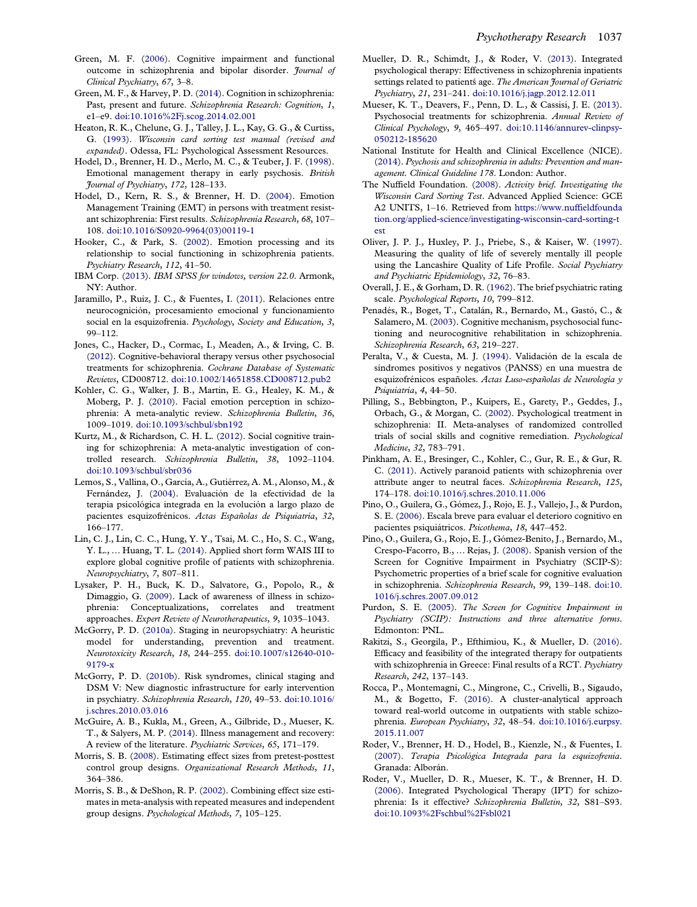Green, M. F. (2006). Cognitive impairment and functional outcome in schizophrenia and bipolar disorder. *Journal of Clinical Psychiatry*, *67*, 3–8.

Green, M. F., & Harvey, P. D. (2014). Cognition in schizophrenia: Past, present and future. *Schizophrenia Research: Cognition*, *1*, e1–e9. doi:10.1016%2Fj.scog.2014.02.001

Heaton, R. K., Chelune, G. J., Talley, J. L., Kay, G. G., & Curtiss, G. (1993). *Wisconsin card sorting test manual (revised and expanded)*. Odessa, FL: Psychological Assessment Resources.

Hodel, D., Brenner, H. D., Merlo, M. C., & Teuber, J. F. (1998). Emotional management therapy in early psychosis. *British Journal of Psychiatry*, *172*, 128–133.

Hodel, D., Kern, R. S., & Brenner, H. D. (2004). Emotion Management Training (EMT) in persons with treatment resistant schizophrenia: First results. *Schizophrenia Research*, *68*, 107–108. doi:10.1016/S0920-9964(03)00119-1

Hooker, C., & Park, S. (2002). Emotion processing and its relationship to social functioning in schizophrenia patients. *Psychiatry Research*, *112*, 41–50.

IBM Corp. (2013). *IBM SPSS for windows, version 22.0*. Armonk, NY: Author.

Jaramillo, P., Ruiz, J. C., & Fuentes, I. (2011). Relaciones entre neurocognición, procesamiento emocional y funcionamiento social en la esquizofrenia. *Psychology, Society and Education*, *3*, 99–112.

Jones, C., Hacker, D., Cormac, I., Meaden, A., & Irving, C. B. (2012). Cognitive-behavioral therapy versus other psychosocial treatments for schizophrenia. *Cochrane Database of Systematic Reviews*, CD008712. doi:10.1002/14651858.CD008712.pub2

Kohler, C. G., Walker, J. B., Martin, E. G., Healey, K. M., & Moberg, P. J. (2010). Facial emotion perception in schizophrenia: A meta-analytic review. *Schizophrenia Bulletin*, *36*, 1009–1019. doi:10.1093/schbul/sbn192

Kurtz, M., & Richardson, C. H. L. (2012). Social cognitive training for schizophrenia: A meta-analytic investigation of controlled research. *Schizophrenia Bulletin*, *38*, 1092–1104. doi:10.1093/schbul/sbr036

Lemos, S., Vallina, O., García, A., Gutiérrez, A. M., Alonso, M., & Fernández, J. (2004). Evaluación de la efectividad de la terapia psicológica integrada en la evolución a largo plazo de pacientes esquizofrénicos. *Actas Españolas de Psiquiatría*, *32*, 166–177.

Lin, C. J., Lin, C. C., Hung, Y. Y., Tsai, M. C., Ho, S. C., Wang, Y. L., … Huang, T. L. (2014). Applied short form WAIS III to explore global cognitive profile of patients with schizophrenia. *Neuropsychiatry*, *7*, 807–811.

Lysaker, P. H., Buck, K. D., Salvatore, G., Popolo, R., & Dimaggio, G. (2009). Lack of awareness of illness in schizophrenia: Conceptualizations, correlates and treatment approaches. *Expert Review of Neurotherapeutics*, *9*, 1035–1043.

McGorry, P. D. (2010a). Staging in neuropsychiatry: A heuristic model for understanding, prevention and treatment. *Neurotoxicity Research*, *18*, 244–255. doi:10.1007/s12640-010-9179-x

McGorry, P. D. (2010b). Risk syndromes, clinical staging and DSM V: New diagnostic infrastructure for early intervention in psychiatry. *Schizophrenia Research*, *120*, 49–53. doi:10.1016/j.schres.2010.03.016

McGuire, A. B., Kukla, M., Green, A., Gilbride, D., Mueser, K. T., & Salyers, M. P. (2014). Illness management and recovery: A review of the literature. *Psychiatric Services*, *65*, 171–179.

Morris, S. B. (2008). Estimating effect sizes from pretest-posttest control group designs. *Organizational Research Methods*, *11*, 364–386.

Morris, S. B., & DeShon, R. P. (2002). Combining effect size estimates in meta-analysis with repeated measures and independent group designs. *Psychological Methods*, *7*, 105–125.

Mueller, D. R., Schimdt, J., & Roder, V. (2013). Integrated psychological therapy: Effectiveness in schizophrenia inpatients settings related to patients age. *The American Journal of Geriatric Psychiatry*, *21*, 231–241. doi:10.1016/j.jagp.2012.12.011

Mueser, K. T., Deavers, F., Penn, D. L., & Cassisi, J. E. (2013). Psychosocial treatments for schizophrenia. *Annual Review of Clinical Psychology*, *9*, 465–497. doi:10.1146/annurev-clinpsy-050212-185620

National Institute for Health and Clinical Excellence (NICE). (2014). *Psychosis and schizophrenia in adults: Prevention and management. Clinical Guideline 178*. London: Author.

The Nuffield Foundation. (2008). *Activity brief. Investigating the Wisconsin Card Sorting Test*. Advanced Applied Science: GCE A2 UNITS, 1–16. Retrieved from https://www.nuffieldfoundation.org/applied-science/investigating-wisconsin-card-sorting-test

Oliver, J. P. J., Huxley, P. J., Priebe, S., & Kaiser, W. (1997). Measuring the quality of life of severely mentally ill people using the Lancashire Quality of Life Profile. *Social Psychiatry and Psychiatric Epidemiology*, *32*, 76–83.

Overall, J. E., & Gorham, D. R. (1962). The brief psychiatric rating scale. *Psychological Reports*, *10*, 799–812.

Penadés, R., Boget, T., Catalán, R., Bernardo, M., Gastó, C., & Salamero, M. (2003). Cognitive mechanism, psychosocial functioning and neurocognitive rehabilitation in schizophrenia. *Schizophrenia Research*, *63*, 219–227.

Peralta, V., & Cuesta, M. J. (1994). Validación de la escala de síndromes positivos y negativos (PANSS) en una muestra de esquizofrénicos españoles. *Actas Luso-españolas de Neurología y Psiquiatría*, *4*, 44–50.

Pilling, S., Bebbington, P., Kuipers, E., Garety, P., Geddes, J., Orbach, G., & Morgan, C. (2002). Psychological treatment in schizophrenia: II. Meta-analyses of randomized controlled trials of social skills and cognitive remediation. *Psychological Medicine*, *32*, 783–791.

Pinkham, A. E., Bresinger, C., Kohler, C., Gur, R. E., & Gur, R. C. (2011). Actively paranoid patients with schizophrenia over attribute anger to neutral faces. *Schizophrenia Research*, *125*, 174–178. doi:10.1016/j.schres.2010.11.006

Pino, O., Guilera, G., Gómez, J., Rojo, E. J., Vallejo, J., & Purdon, S. E. (2006). Escala breve para evaluar el deterioro cognitivo en pacientes psiquiátricos. *Psicothema*, *18*, 447–452.

Pino, O., Guilera, G., Rojo, E. J., Gómez-Benito, J., Bernardo, M., Crespo-Facorro, B., … Rejas, J. (2008). Spanish version of the Screen for Cognitive Impairment in Psychiatry (SCIP-S): Psychometric properties of a brief scale for cognitive evaluation in schizophrenia. *Schizophrenia Research*, *99*, 139–148. doi:10.1016/j.schres.2007.09.012

Purdon, S. E. (2005). *The Screen for Cognitive Impairment in Psychiatry (SCIP): Instructions and three alternative forms*. Edmonton: PNL.

Rakitzi, S., Georgila, P., Efthimiou, K., & Mueller, D. (2016). Efficacy and feasibility of the integrated therapy for outpatients with schizophrenia in Greece: Final results of a RCT. *Psychiatry Research*, *242*, 137–143.

Rocca, P., Montemagni, C., Mingrone, C., Crivelli, B., Sigaudo, M., & Bogetto, F. (2016). A cluster-analytical approach toward real-world outcome in outpatients with stable schizophrenia. *European Psychiatry*, *32*, 48–54. doi:10.1016/j.eurpsy.2015.11.007

Roder, V., Brenner, H. D., Hodel, B., Kienzle, N., & Fuentes, I. (2007). *Terapia Psicológica Integrada para la esquizofrenia*. Granada: Alborán.

Roder, V., Mueller, D. R., Mueser, K. T., & Brenner, H. D. (2006). Integrated Psychological Therapy (IPT) for schizophrenia: Is it effective? *Schizophrenia Bulletin*, *32*, S81–S93. doi:10.1093%2Fschbul%2Fsbl021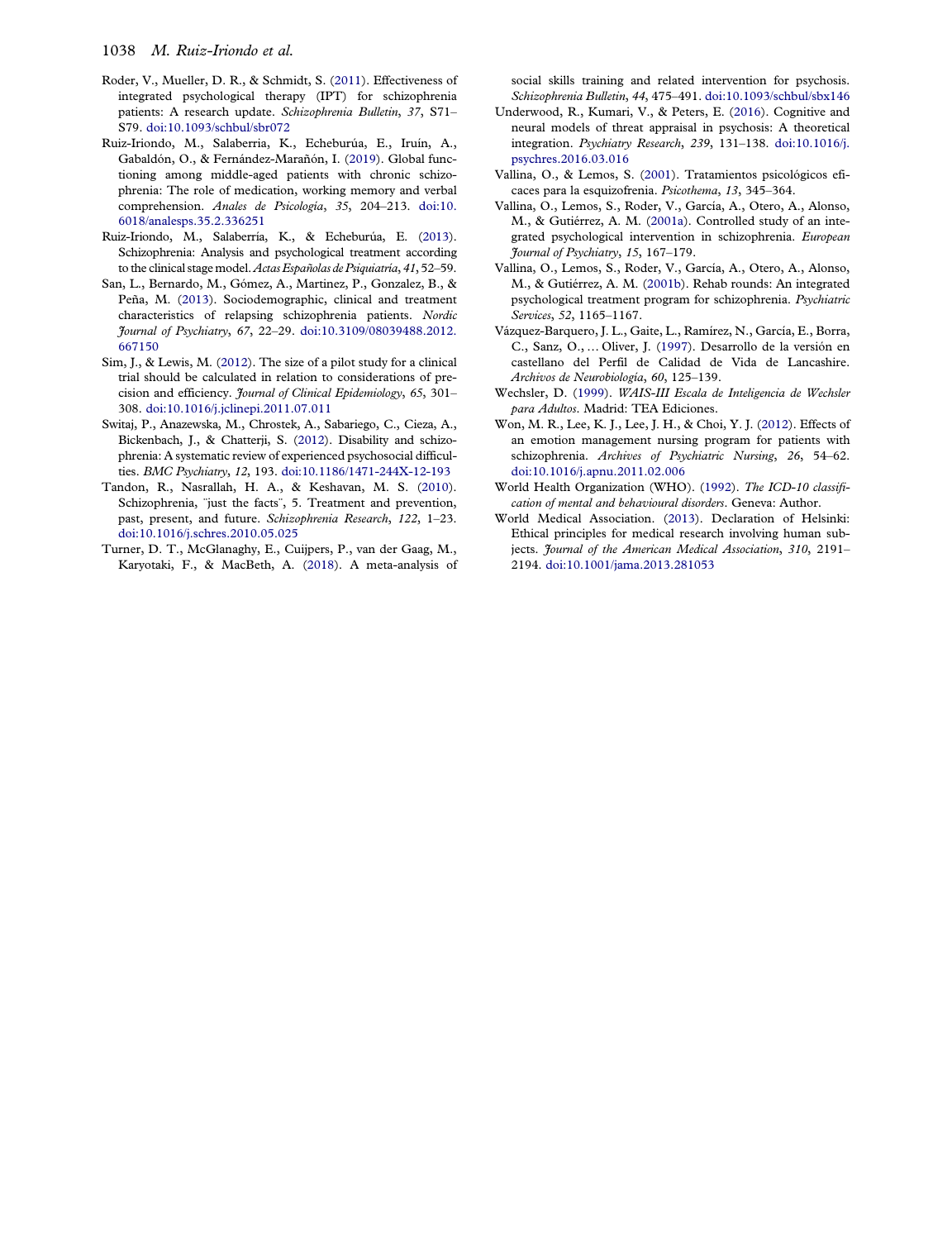Roder, V., Mueller, D. R., & Schmidt, S. (2011). Effectiveness of integrated psychological therapy (IPT) for schizophrenia patients: A research update. *Schizophrenia Bulletin*, *37*, S71–S79. doi:10.1093/schbul/sbr072

Ruiz-Iriondo, M., Salaberria, K., Echeburúa, E., Iruín, A., Gabaldón, O., & Fernández-Marañón, I. (2019). Global functioning among middle-aged patients with chronic schizophrenia: The role of medication, working memory and verbal comprehension. *Anales de Psicología*, *35*, 204–213. doi:10.6018/analesps.35.2.336251

Ruiz-Iriondo, M., Salaberría, K., & Echeburúa, E. (2013). Schizophrenia: Analysis and psychological treatment according to the clinical stage model. *Actas Españolas de Psiquiatría*, *41*, 52–59.

San, L., Bernardo, M., Gómez, A., Martinez, P., Gonzalez, B., & Peña, M. (2013). Sociodemographic, clinical and treatment characteristics of relapsing schizophrenia patients. *Nordic Journal of Psychiatry*, *67*, 22–29. doi:10.3109/08039488.2012.667150

Sim, J., & Lewis, M. (2012). The size of a pilot study for a clinical trial should be calculated in relation to considerations of precision and efficiency. *Journal of Clinical Epidemiology*, *65*, 301–308. doi:10.1016/j.jclinepi.2011.07.011

Switaj, P., Anazewska, M., Chrostek, A., Sabariego, C., Cieza, A., Bickenbach, J., & Chatterji, S. (2012). Disability and schizophrenia: A systematic review of experienced psychosocial difficulties. *BMC Psychiatry*, *12*, 193. doi:10.1186/1471-244X-12-193

Tandon, R., Nasrallah, H. A., & Keshavan, M. S. (2010). Schizophrenia, ¨just the facts¨, 5. Treatment and prevention, past, present, and future. *Schizophrenia Research*, *122*, 1–23. doi:10.1016/j.schres.2010.05.025

Turner, D. T., McGlanaghy, E., Cuijpers, P., van der Gaag, M., Karyotaki, F., & MacBeth, A. (2018). A meta-analysis of social skills training and related intervention for psychosis. *Schizophrenia Bulletin*, *44*, 475–491. doi:10.1093/schbul/sbx146

Underwood, R., Kumari, V., & Peters, E. (2016). Cognitive and neural models of threat appraisal in psychosis: A theoretical integration. *Psychiatry Research*, *239*, 131–138. doi:10.1016/j.psychres.2016.03.016

Vallina, O., & Lemos, S. (2001). Tratamientos psicológicos eficaces para la esquizofrenia. *Psicothema*, *13*, 345–364.

Vallina, O., Lemos, S., Roder, V., García, A., Otero, A., Alonso, M., & Gutiérrez, A. M. (2001a). Controlled study of an integrated psychological intervention in schizophrenia. *European Journal of Psychiatry*, *15*, 167–179.

Vallina, O., Lemos, S., Roder, V., García, A., Otero, A., Alonso, M., & Gutiérrez, A. M. (2001b). Rehab rounds: An integrated psychological treatment program for schizophrenia. *Psychiatric Services*, *52*, 1165–1167.

Vázquez-Barquero, J. L., Gaite, L., Ramírez, N., García, E., Borra, C., Sanz, O., … Oliver, J. (1997). Desarrollo de la versión en castellano del Perfil de Calidad de Vida de Lancashire. *Archivos de Neurobiología*, *60*, 125–139.

Wechsler, D. (1999). *WAIS-III Escala de Inteligencia de Wechsler para Adultos*. Madrid: TEA Ediciones.

Won, M. R., Lee, K. J., Lee, J. H., & Choi, Y. J. (2012). Effects of an emotion management nursing program for patients with schizophrenia. *Archives of Psychiatric Nursing*, *26*, 54–62. doi:10.1016/j.apnu.2011.02.006

World Health Organization (WHO). (1992). *The ICD-10 classification of mental and behavioural disorders*. Geneva: Author.

World Medical Association. (2013). Declaration of Helsinki: Ethical principles for medical research involving human subjects. *Journal of the American Medical Association*, *310*, 2191–2194. doi:10.1001/jama.2013.281053